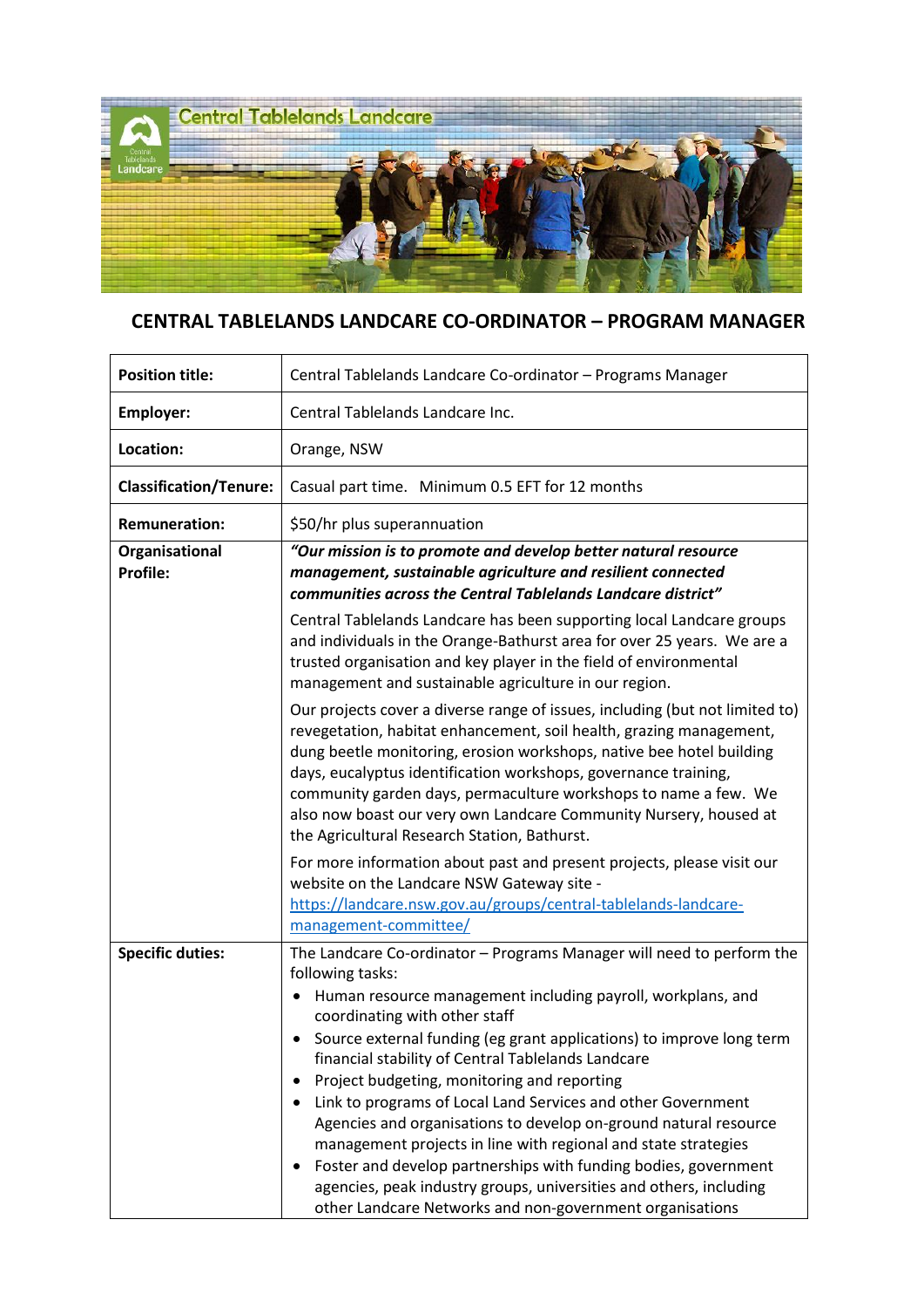# CENTRAL TABLELANDS LANDCARE CO-ORDINATOR – PROGRAM MANAGER

| | |
|---|---|
| **Position title:** | Central Tablelands Landcare Co-ordinator – Programs Manager |
| **Employer:** | Central Tablelands Landcare Inc. |
| **Location:** | Orange, NSW |
| **Classification/Tenure:** | Casual part time. Minimum 0.5 EFT for 12 months |
| **Remuneration:** | $50/hr plus superannuation |
| **Organisational Profile:** | ***"Our mission is to promote and develop better natural resource management, sustainable agriculture and resilient connected communities across the Central Tablelands Landcare district"***<br><br>Central Tablelands Landcare has been supporting local Landcare groups and individuals in the Orange-Bathurst area for over 25 years. We are a trusted organisation and key player in the field of environmental management and sustainable agriculture in our region.<br><br>Our projects cover a diverse range of issues, including (but not limited to) revegetation, habitat enhancement, soil health, grazing management, dung beetle monitoring, erosion workshops, native bee hotel building days, eucalyptus identification workshops, governance training, community garden days, permaculture workshops to name a few. We also now boast our very own Landcare Community Nursery, housed at the Agricultural Research Station, Bathurst.<br><br>For more information about past and present projects, please visit our website on the Landcare NSW Gateway site - https://landcare.nsw.gov.au/groups/central-tablelands-landcare-management-committee/ |
| **Specific duties:** | The Landcare Co-ordinator – Programs Manager will need to perform the following tasks:<br>• Human resource management including payroll, workplans, and coordinating with other staff<br>• Source external funding (eg grant applications) to improve long term financial stability of Central Tablelands Landcare<br>• Project budgeting, monitoring and reporting<br>• Link to programs of Local Land Services and other Government Agencies and organisations to develop on-ground natural resource management projects in line with regional and state strategies<br>• Foster and develop partnerships with funding bodies, government agencies, peak industry groups, universities and others, including other Landcare Networks and non-government organisations |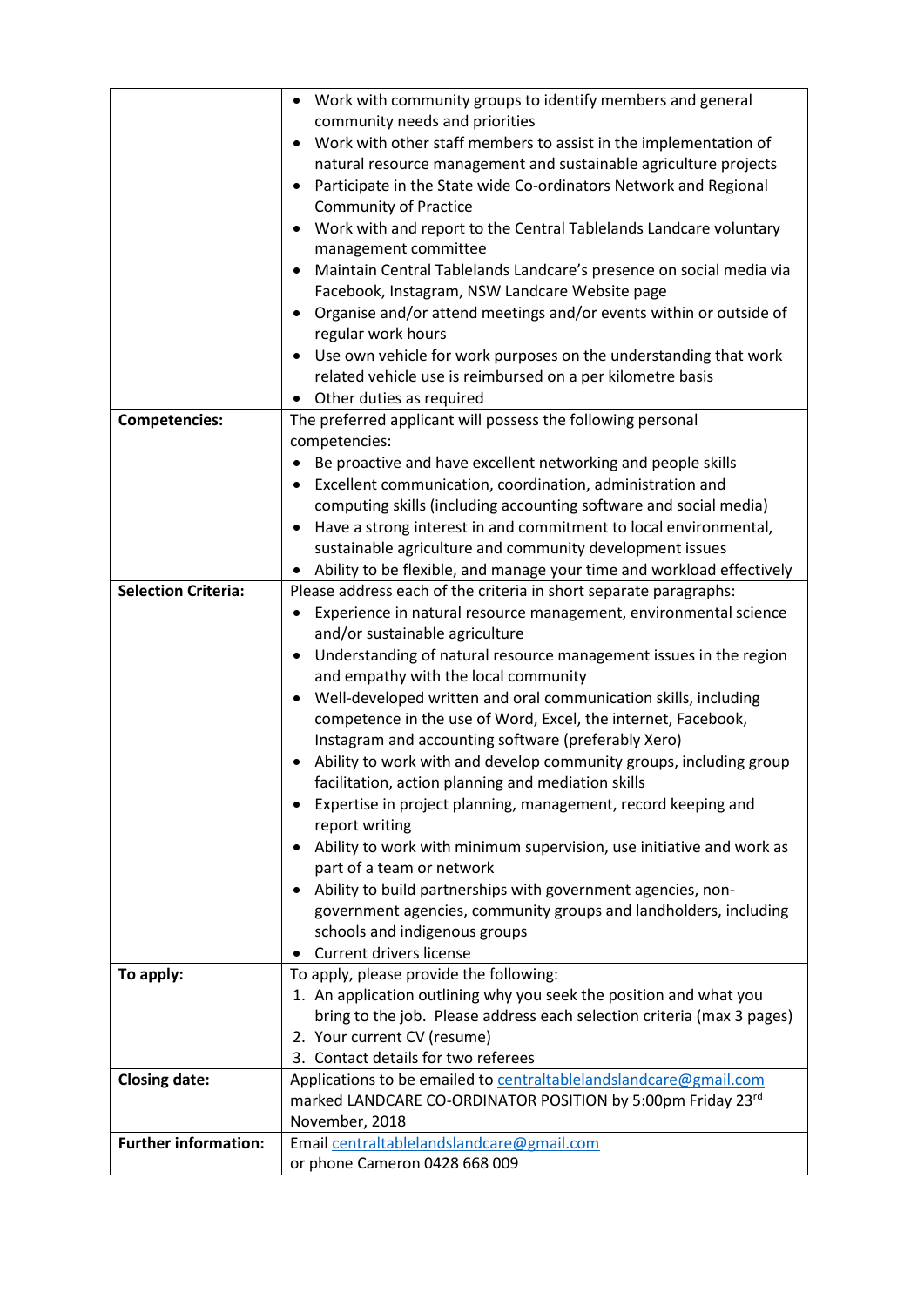| | |
|---|---|
| | • Work with community groups to identify members and general community needs and priorities<br>• Work with other staff members to assist in the implementation of natural resource management and sustainable agriculture projects<br>• Participate in the State wide Co-ordinators Network and Regional Community of Practice<br>• Work with and report to the Central Tablelands Landcare voluntary management committee<br>• Maintain Central Tablelands Landcare's presence on social media via Facebook, Instagram, NSW Landcare Website page<br>• Organise and/or attend meetings and/or events within or outside of regular work hours<br>• Use own vehicle for work purposes on the understanding that work related vehicle use is reimbursed on a per kilometre basis<br>• Other duties as required |
| **Competencies:** | The preferred applicant will possess the following personal competencies:<br>• Be proactive and have excellent networking and people skills<br>• Excellent communication, coordination, administration and computing skills (including accounting software and social media)<br>• Have a strong interest in and commitment to local environmental, sustainable agriculture and community development issues<br>• Ability to be flexible, and manage your time and workload effectively |
| **Selection Criteria:** | Please address each of the criteria in short separate paragraphs:<br>• Experience in natural resource management, environmental science and/or sustainable agriculture<br>• Understanding of natural resource management issues in the region and empathy with the local community<br>• Well-developed written and oral communication skills, including competence in the use of Word, Excel, the internet, Facebook, Instagram and accounting software (preferably Xero)<br>• Ability to work with and develop community groups, including group facilitation, action planning and mediation skills<br>• Expertise in project planning, management, record keeping and report writing<br>• Ability to work with minimum supervision, use initiative and work as part of a team or network<br>• Ability to build partnerships with government agencies, non-government agencies, community groups and landholders, including schools and indigenous groups<br>• Current drivers license |
| **To apply:** | To apply, please provide the following:<br>1. An application outlining why you seek the position and what you bring to the job. Please address each selection criteria (max 3 pages)<br>2. Your current CV (resume)<br>3. Contact details for two referees |
| **Closing date:** | Applications to be emailed to centraltablelandslandcare@gmail.com marked LANDCARE CO-ORDINATOR POSITION by 5:00pm Friday 23rd November, 2018 |
| **Further information:** | Email centraltablelandslandcare@gmail.com<br>or phone Cameron 0428 668 009 |